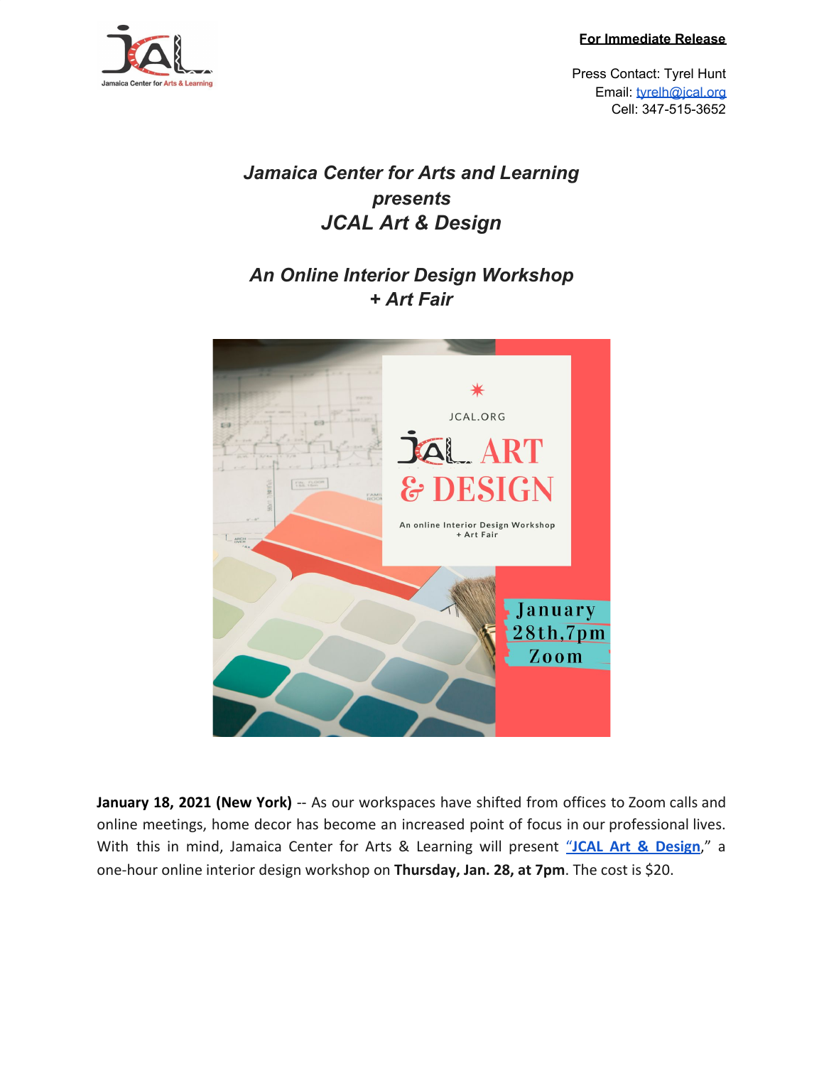**For Immediate Release**

Press Contact: Tyrel Hunt
Email: tyrelh@jcal.org
Cell: 347-515-3652

## *Jamaica Center for Arts and Learning presents JCAL Art & Design*

### *An Online Interior Design Workshop + Art Fair*

**January 18, 2021 (New York)** -- As our workspaces have shifted from offices to Zoom calls and online meetings, home decor has become an increased point of focus in our professional lives. With this in mind, Jamaica Center for Arts & Learning will present "**JCAL Art & Design**," a one-hour online interior design workshop on **Thursday, Jan. 28, at 7pm**. The cost is $20.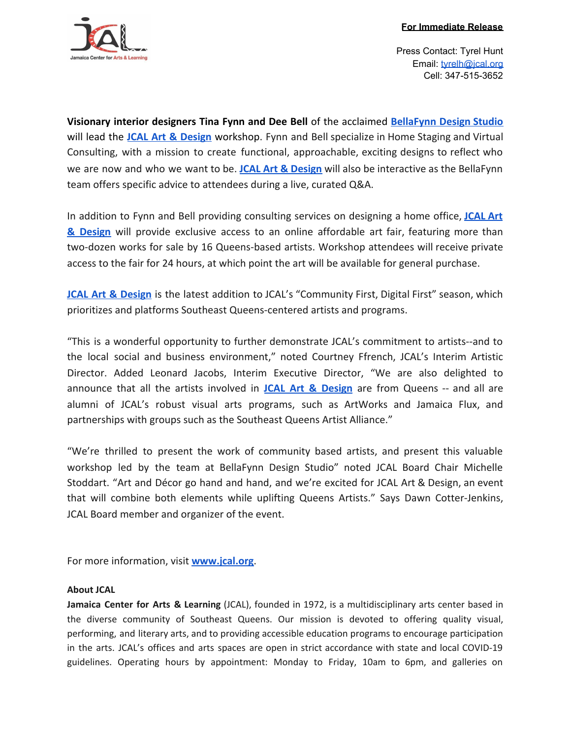**For Immediate Release**

Press Contact: Tyrel Hunt
Email: [tyrelh@jcal.org](mailto:tyrelh@jcal.org)
Cell: 347-515-3652

**Visionary interior designers Tina Fynn and Dee Bell** of the acclaimed **BellaFynn Design Studio** will lead the **JCAL Art & Design** workshop. Fynn and Bell specialize in Home Staging and Virtual Consulting, with a mission to create functional, approachable, exciting designs to reflect who we are now and who we want to be. **JCAL Art & Design** will also be interactive as the BellaFynn team offers specific advice to attendees during a live, curated Q&A.

In addition to Fynn and Bell providing consulting services on designing a home office, **JCAL Art & Design** will provide exclusive access to an online affordable art fair, featuring more than two-dozen works for sale by 16 Queens-based artists. Workshop attendees will receive private access to the fair for 24 hours, at which point the art will be available for general purchase.

**JCAL Art & Design** is the latest addition to JCAL's "Community First, Digital First" season, which prioritizes and platforms Southeast Queens-centered artists and programs.

"This is a wonderful opportunity to further demonstrate JCAL's commitment to artists--and to the local social and business environment," noted Courtney Ffrench, JCAL's Interim Artistic Director. Added Leonard Jacobs, Interim Executive Director, "We are also delighted to announce that all the artists involved in **JCAL Art & Design** are from Queens -- and all are alumni of JCAL's robust visual arts programs, such as ArtWorks and Jamaica Flux, and partnerships with groups such as the Southeast Queens Artist Alliance."

"We're thrilled to present the work of community based artists, and present this valuable workshop led by the team at BellaFynn Design Studio" noted JCAL Board Chair Michelle Stoddart. "Art and Décor go hand and hand, and we're excited for JCAL Art & Design, an event that will combine both elements while uplifting Queens Artists." Says Dawn Cotter-Jenkins, JCAL Board member and organizer of the event.

For more information, visit **www.jcal.org**.

**About JCAL**

**Jamaica Center for Arts & Learning** (JCAL), founded in 1972, is a multidisciplinary arts center based in the diverse community of Southeast Queens. Our mission is devoted to offering quality visual, performing, and literary arts, and to providing accessible education programs to encourage participation in the arts. JCAL's offices and arts spaces are open in strict accordance with state and local COVID-19 guidelines. Operating hours by appointment: Monday to Friday, 10am to 6pm, and galleries on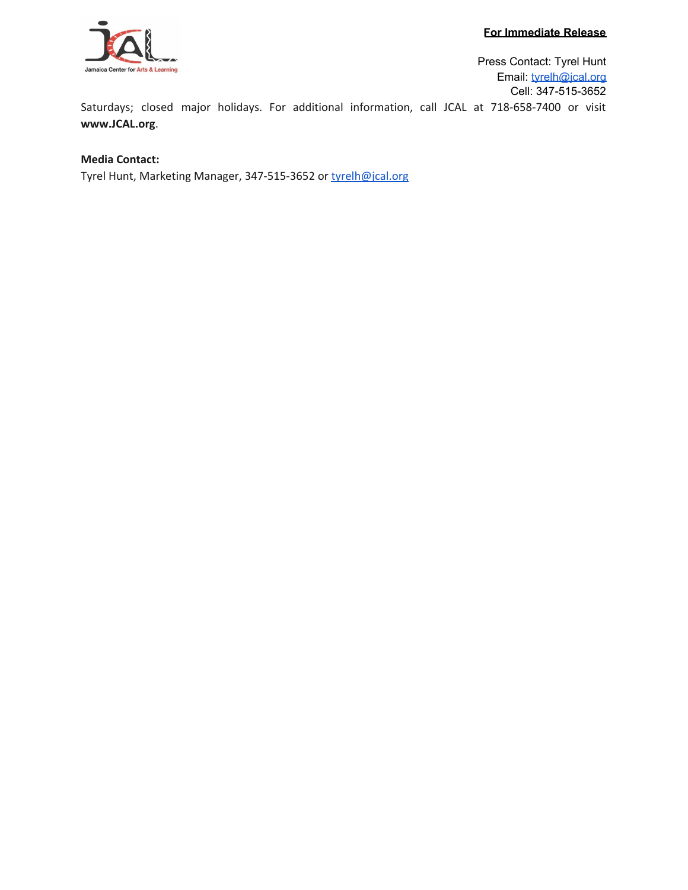Saturdays; closed major holidays. For additional information, call JCAL at 718-658-7400 or visit **www.JCAL.org**.

**Media Contact:**
Tyrel Hunt, Marketing Manager, 347-515-3652 or tyrelh@jcal.org